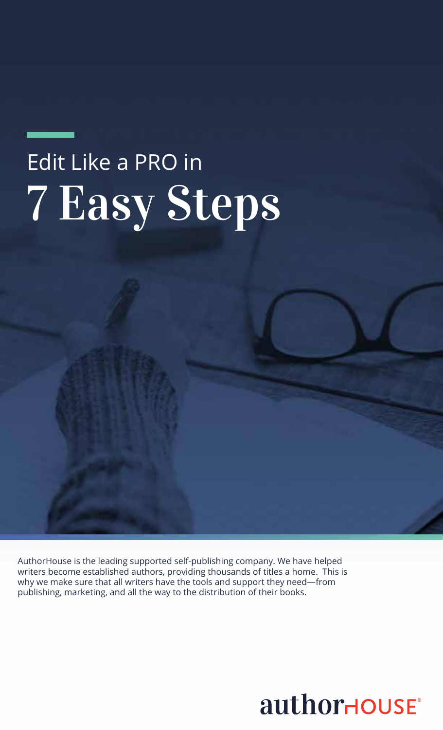Edit Like a PRO in

# 7 Easy Steps

AuthorHouse is the leading supported self-publishing company. We have helped writers become established authors, providing thousands of titles a home. This is why we make sure that all writers have the tools and support they need—from publishing, marketing, and all the way to the distribution of their books.

authorHOUSE®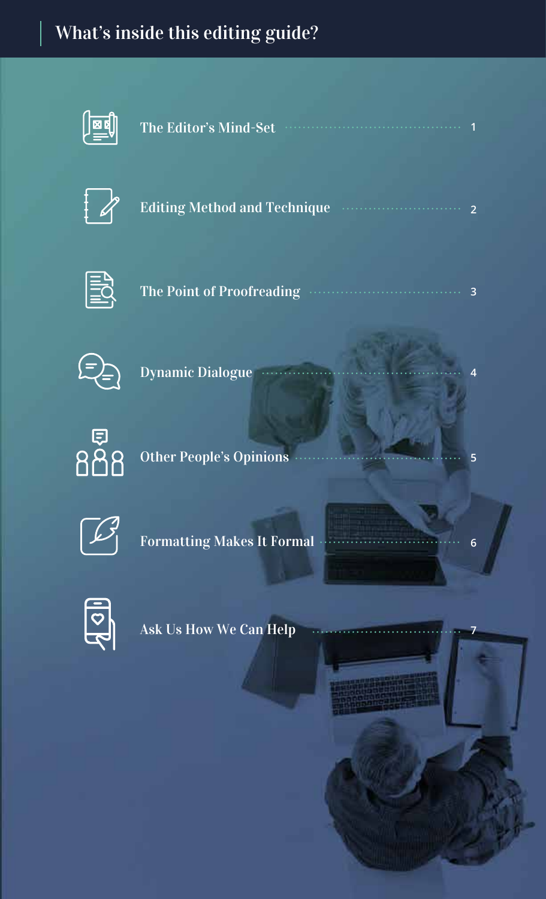# What's inside this editing guide?

| Section | Page |
| --- | --- |
| The Editor's Mind-Set | 1 |
| Editing Method and Technique | 2 |
| The Point of Proofreading | 3 |
| Dynamic Dialogue | 4 |
| Other People's Opinions | 5 |
| Formatting Makes It Formal | 6 |
| Ask Us How We Can Help | 7 |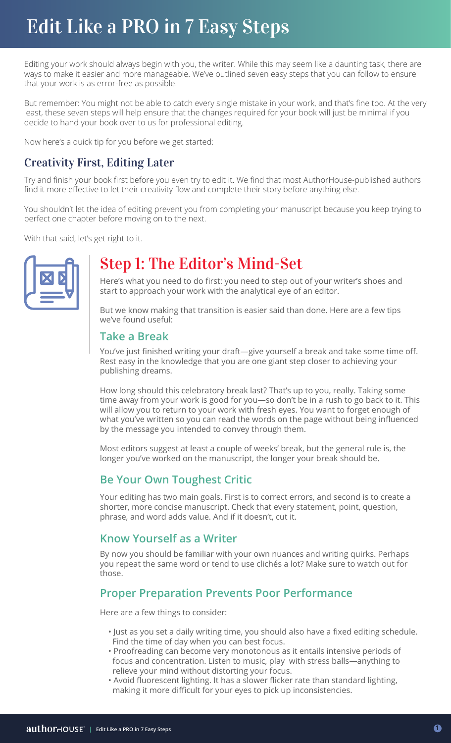# Edit Like a PRO in 7 Easy Steps

Editing your work should always begin with you, the writer. While this may seem like a daunting task, there are ways to make it easier and more manageable. We've outlined seven easy steps that you can follow to ensure that your work is as error-free as possible.

But remember: You might not be able to catch every single mistake in your work, and that's fine too. At the very least, these seven steps will help ensure that the changes required for your book will just be minimal if you decide to hand your book over to us for professional editing.

Now here's a quick tip for you before we get started:

## Creativity First, Editing Later

Try and finish your book first before you even try to edit it. We find that most AuthorHouse-published authors find it more effective to let their creativity flow and complete their story before anything else.

You shouldn't let the idea of editing prevent you from completing your manuscript because you keep trying to perfect one chapter before moving on to the next.

With that said, let's get right to it.

## Step 1: The Editor's Mind-Set

Here's what you need to do first: you need to step out of your writer's shoes and start to approach your work with the analytical eye of an editor.

But we know making that transition is easier said than done. Here are a few tips we've found useful:

### Take a Break

You've just finished writing your draft—give yourself a break and take some time off. Rest easy in the knowledge that you are one giant step closer to achieving your publishing dreams.

How long should this celebratory break last? That's up to you, really. Taking some time away from your work is good for you—so don't be in a rush to go back to it. This will allow you to return to your work with fresh eyes. You want to forget enough of what you've written so you can read the words on the page without being influenced by the message you intended to convey through them.

Most editors suggest at least a couple of weeks' break, but the general rule is, the longer you've worked on the manuscript, the longer your break should be.

### Be Your Own Toughest Critic

Your editing has two main goals. First is to correct errors, and second is to create a shorter, more concise manuscript. Check that every statement, point, question, phrase, and word adds value. And if it doesn't, cut it.

### Know Yourself as a Writer

By now you should be familiar with your own nuances and writing quirks. Perhaps you repeat the same word or tend to use clichés a lot? Make sure to watch out for those.

### Proper Preparation Prevents Poor Performance

Here are a few things to consider:

- Just as you set a daily writing time, you should also have a fixed editing schedule. Find the time of day when you can best focus.
- Proofreading can become very monotonous as it entails intensive periods of focus and concentration. Listen to music, play with stress balls—anything to relieve your mind without distorting your focus.
- Avoid fluorescent lighting. It has a slower flicker rate than standard lighting, making it more difficult for your eyes to pick up inconsistencies.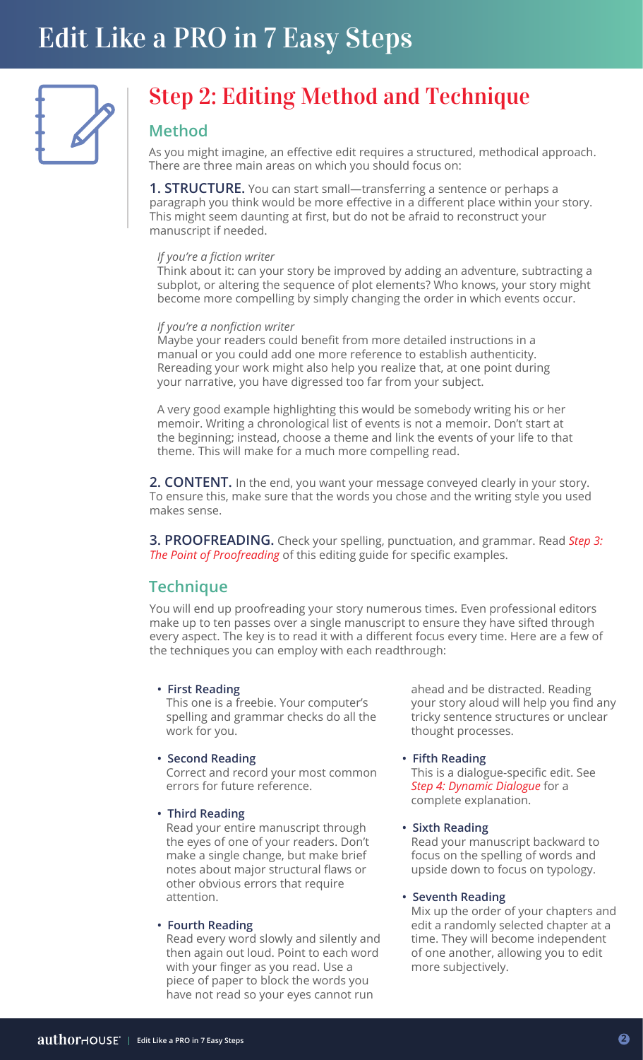## Step 2: Editing Method and Technique

### Method

As you might imagine, an effective edit requires a structured, methodical approach. There are three main areas on which you should focus on:

**1. STRUCTURE.** You can start small—transferring a sentence or perhaps a paragraph you think would be more effective in a different place within your story. This might seem daunting at first, but do not be afraid to reconstruct your manuscript if needed.

*If you're a fiction writer*
Think about it: can your story be improved by adding an adventure, subtracting a subplot, or altering the sequence of plot elements? Who knows, your story might become more compelling by simply changing the order in which events occur.

*If you're a nonfiction writer*
Maybe your readers could benefit from more detailed instructions in a manual or you could add one more reference to establish authenticity. Rereading your work might also help you realize that, at one point during your narrative, you have digressed too far from your subject.

A very good example highlighting this would be somebody writing his or her memoir. Writing a chronological list of events is not a memoir. Don't start at the beginning; instead, choose a theme and link the events of your life to that theme. This will make for a much more compelling read.

**2. CONTENT.** In the end, you want your message conveyed clearly in your story. To ensure this, make sure that the words you chose and the writing style you used makes sense.

**3. PROOFREADING.** Check your spelling, punctuation, and grammar. Read *Step 3: The Point of Proofreading* of this editing guide for specific examples.

### Technique

You will end up proofreading your story numerous times. Even professional editors make up to ten passes over a single manuscript to ensure they have sifted through every aspect. The key is to read it with a different focus every time. Here are a few of the techniques you can employ with each readthrough:

- **First Reading**
  This one is a freebie. Your computer's spelling and grammar checks do all the work for you.
- **Second Reading**
  Correct and record your most common errors for future reference.
- **Third Reading**
  Read your entire manuscript through the eyes of one of your readers. Don't make a single change, but make brief notes about major structural flaws or other obvious errors that require attention.
- **Fourth Reading**
  Read every word slowly and silently and then again out loud. Point to each word with your finger as you read. Use a piece of paper to block the words you have not read so your eyes cannot run ahead and be distracted. Reading your story aloud will help you find any tricky sentence structures or unclear thought processes.
- **Fifth Reading**
  This is a dialogue-specific edit. See *Step 4: Dynamic Dialogue* for a complete explanation.
- **Sixth Reading**
  Read your manuscript backward to focus on the spelling of words and upside down to focus on typology.
- **Seventh Reading**
  Mix up the order of your chapters and edit a randomly selected chapter at a time. They will become independent of one another, allowing you to edit more subjectively.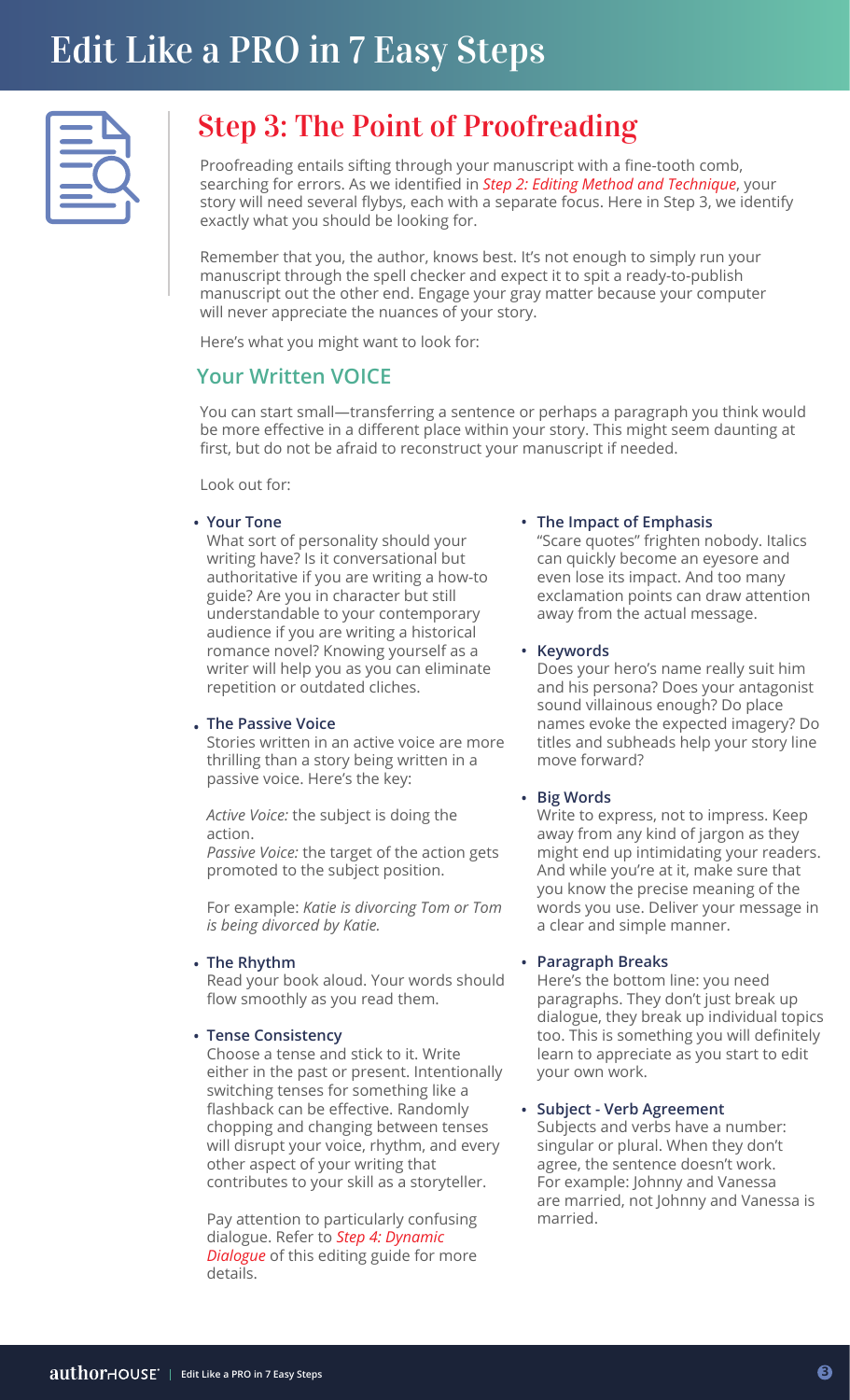# Edit Like a PRO in 7 Easy Steps

## Step 3: The Point of Proofreading

Proofreading entails sifting through your manuscript with a fine-tooth comb, searching for errors. As we identified in *Step 2: Editing Method and Technique*, your story will need several flybys, each with a separate focus. Here in Step 3, we identify exactly what you should be looking for.

Remember that you, the author, knows best. It's not enough to simply run your manuscript through the spell checker and expect it to spit a ready-to-publish manuscript out the other end. Engage your gray matter because your computer will never appreciate the nuances of your story.

Here's what you might want to look for:

### Your Written VOICE

You can start small—transferring a sentence or perhaps a paragraph you think would be more effective in a different place within your story. This might seem daunting at first, but do not be afraid to reconstruct your manuscript if needed.

Look out for:

- **Your Tone**
  What sort of personality should your writing have? Is it conversational but authoritative if you are writing a how-to guide? Are you in character but still understandable to your contemporary audience if you are writing a historical romance novel? Knowing yourself as a writer will help you as you can eliminate repetition or outdated cliches.

- **The Passive Voice**
  Stories written in an active voice are more thrilling than a story being written in a passive voice. Here's the key:

  *Active Voice:* the subject is doing the action.
  *Passive Voice:* the target of the action gets promoted to the subject position.

  For example: *Katie is divorcing Tom or Tom is being divorced by Katie.*

- **The Rhythm**
  Read your book aloud. Your words should flow smoothly as you read them.

- **Tense Consistency**
  Choose a tense and stick to it. Write either in the past or present. Intentionally switching tenses for something like a flashback can be effective. Randomly chopping and changing between tenses will disrupt your voice, rhythm, and every other aspect of your writing that contributes to your skill as a storyteller.

  Pay attention to particularly confusing dialogue. Refer to *Step 4: Dynamic Dialogue* of this editing guide for more details.

- **The Impact of Emphasis**
  "Scare quotes" frighten nobody. Italics can quickly become an eyesore and even lose its impact. And too many exclamation points can draw attention away from the actual message.

- **Keywords**
  Does your hero's name really suit him and his persona? Does your antagonist sound villainous enough? Do place names evoke the expected imagery? Do titles and subheads help your story line move forward?

- **Big Words**
  Write to express, not to impress. Keep away from any kind of jargon as they might end up intimidating your readers. And while you're at it, make sure that you know the precise meaning of the words you use. Deliver your message in a clear and simple manner.

- **Paragraph Breaks**
  Here's the bottom line: you need paragraphs. They don't just break up dialogue, they break up individual topics too. This is something you will definitely learn to appreciate as you start to edit your own work.

- **Subject - Verb Agreement**
  Subjects and verbs have a number: singular or plural. When they don't agree, the sentence doesn't work. For example: Johnny and Vanessa are married, not Johnny and Vanessa is married.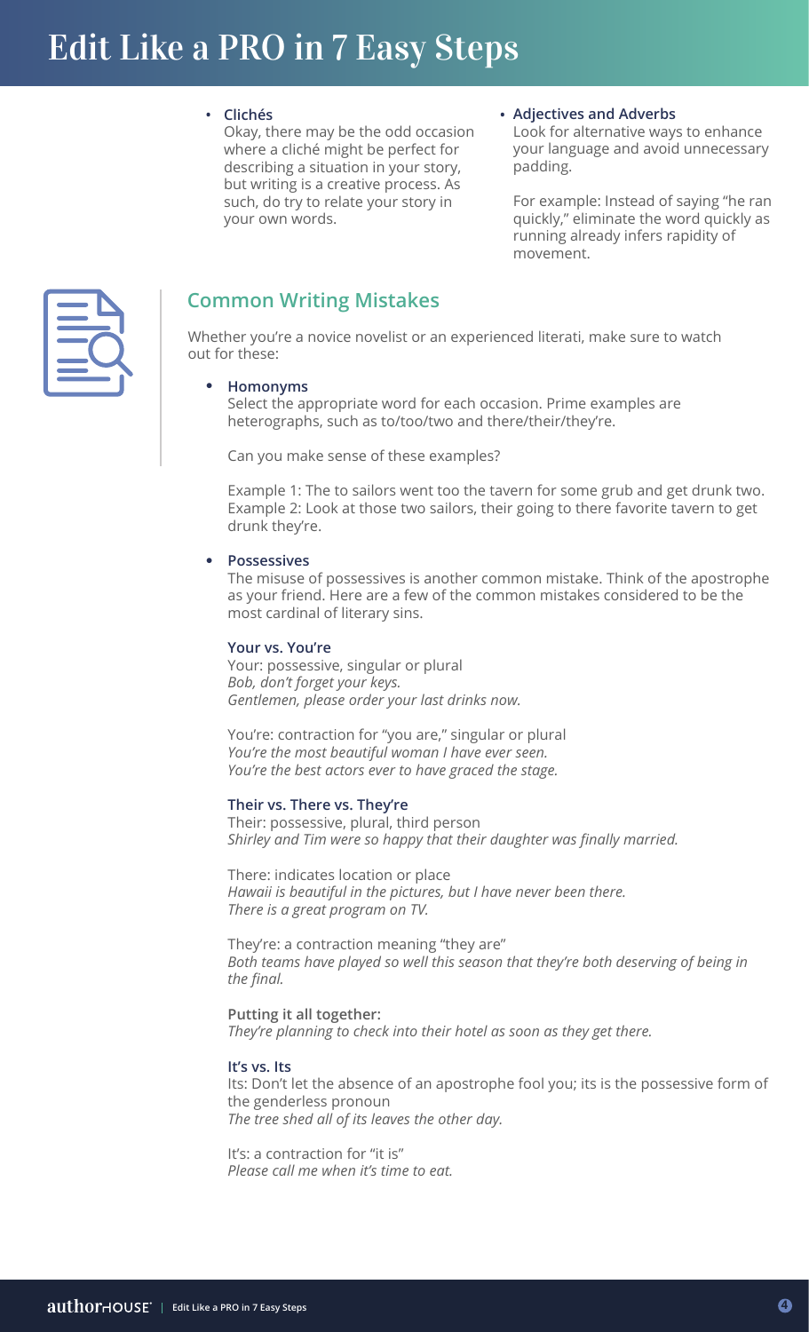- **Clichés**
  Okay, there may be the odd occasion where a cliché might be perfect for describing a situation in your story, but writing is a creative process. As such, do try to relate your story in your own words.

- **Adjectives and Adverbs**
  Look for alternative ways to enhance your language and avoid unnecessary padding.

  For example: Instead of saying "he ran quickly," eliminate the word quickly as running already infers rapidity of movement.

## Common Writing Mistakes

Whether you're a novice novelist or an experienced literati, make sure to watch out for these:

- **Homonyms**
  Select the appropriate word for each occasion. Prime examples are heterographs, such as to/too/two and there/their/they're.

  Can you make sense of these examples?

  Example 1: The to sailors went too the tavern for some grub and get drunk two.
  Example 2: Look at those two sailors, their going to there favorite tavern to get drunk they're.

- **Possessives**
  The misuse of possessives is another common mistake. Think of the apostrophe as your friend. Here are a few of the common mistakes considered to be the most cardinal of literary sins.

  **Your vs. You're**
  Your: possessive, singular or plural
  *Bob, don't forget your keys.*
  *Gentlemen, please order your last drinks now.*

  You're: contraction for "you are," singular or plural
  *You're the most beautiful woman I have ever seen.*
  *You're the best actors ever to have graced the stage.*

  **Their vs. There vs. They're**
  Their: possessive, plural, third person
  *Shirley and Tim were so happy that their daughter was finally married.*

  There: indicates location or place
  *Hawaii is beautiful in the pictures, but I have never been there.*
  *There is a great program on TV.*

  They're: a contraction meaning "they are"
  *Both teams have played so well this season that they're both deserving of being in the final.*

  **Putting it all together:**
  *They're planning to check into their hotel as soon as they get there.*

  **It's vs. Its**
  Its: Don't let the absence of an apostrophe fool you; its is the possessive form of the genderless pronoun
  *The tree shed all of its leaves the other day.*

  It's: a contraction for "it is"
  *Please call me when it's time to eat.*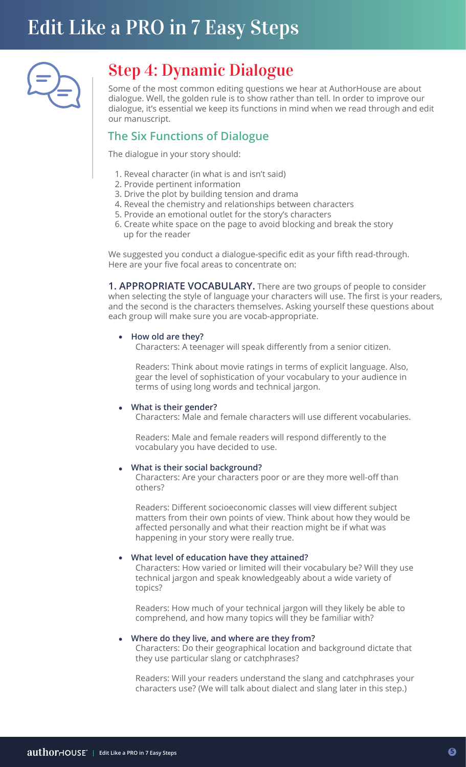# Edit Like a PRO in 7 Easy Steps

## Step 4: Dynamic Dialogue

Some of the most common editing questions we hear at AuthorHouse are about dialogue. Well, the golden rule is to show rather than tell. In order to improve our dialogue, it's essential we keep its functions in mind when we read through and edit our manuscript.

### The Six Functions of Dialogue

The dialogue in your story should:

1. Reveal character (in what is and isn't said)
2. Provide pertinent information
3. Drive the plot by building tension and drama
4. Reveal the chemistry and relationships between characters
5. Provide an emotional outlet for the story's characters
6. Create white space on the page to avoid blocking and break the story up for the reader

We suggested you conduct a dialogue-specific edit as your fifth read-through. Here are your five focal areas to concentrate on:

**1. APPROPRIATE VOCABULARY.** There are two groups of people to consider when selecting the style of language your characters will use. The first is your readers, and the second is the characters themselves. Asking yourself these questions about each group will make sure you are vocab-appropriate.

- **How old are they?**

  Characters: A teenager will speak differently from a senior citizen.

  Readers: Think about movie ratings in terms of explicit language. Also, gear the level of sophistication of your vocabulary to your audience in terms of using long words and technical jargon.

- **What is their gender?**

  Characters: Male and female characters will use different vocabularies.

  Readers: Male and female readers will respond differently to the vocabulary you have decided to use.

- **What is their social background?**

  Characters: Are your characters poor or are they more well-off than others?

  Readers: Different socioeconomic classes will view different subject matters from their own points of view. Think about how they would be affected personally and what their reaction might be if what was happening in your story were really true.

- **What level of education have they attained?**

  Characters: How varied or limited will their vocabulary be? Will they use technical jargon and speak knowledgeably about a wide variety of topics?

  Readers: How much of your technical jargon will they likely be able to comprehend, and how many topics will they be familiar with?

- **Where do they live, and where are they from?**

  Characters: Do their geographical location and background dictate that they use particular slang or catchphrases?

  Readers: Will your readers understand the slang and catchphrases your characters use? (We will talk about dialect and slang later in this step.)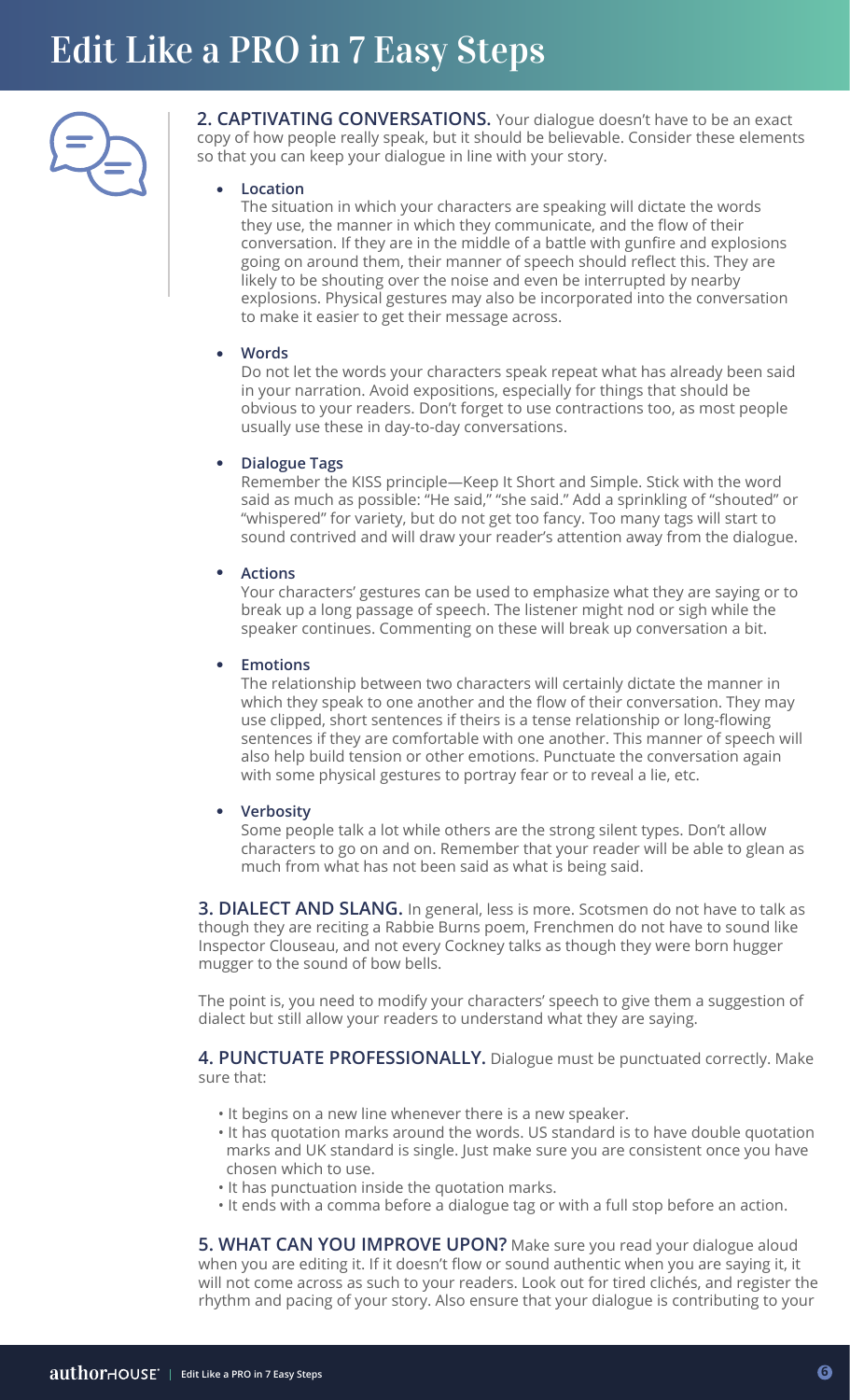# Edit Like a PRO in 7 Easy Steps

**2. CAPTIVATING CONVERSATIONS.** Your dialogue doesn't have to be an exact copy of how people really speak, but it should be believable. Consider these elements so that you can keep your dialogue in line with your story.

- **Location**
  The situation in which your characters are speaking will dictate the words they use, the manner in which they communicate, and the flow of their conversation. If they are in the middle of a battle with gunfire and explosions going on around them, their manner of speech should reflect this. They are likely to be shouting over the noise and even be interrupted by nearby explosions. Physical gestures may also be incorporated into the conversation to make it easier to get their message across.

- **Words**
  Do not let the words your characters speak repeat what has already been said in your narration. Avoid expositions, especially for things that should be obvious to your readers. Don't forget to use contractions too, as most people usually use these in day-to-day conversations.

- **Dialogue Tags**
  Remember the KISS principle—Keep It Short and Simple. Stick with the word said as much as possible: "He said," "she said." Add a sprinkling of "shouted" or "whispered" for variety, but do not get too fancy. Too many tags will start to sound contrived and will draw your reader's attention away from the dialogue.

- **Actions**
  Your characters' gestures can be used to emphasize what they are saying or to break up a long passage of speech. The listener might nod or sigh while the speaker continues. Commenting on these will break up conversation a bit.

- **Emotions**
  The relationship between two characters will certainly dictate the manner in which they speak to one another and the flow of their conversation. They may use clipped, short sentences if theirs is a tense relationship or long-flowing sentences if they are comfortable with one another. This manner of speech will also help build tension or other emotions. Punctuate the conversation again with some physical gestures to portray fear or to reveal a lie, etc.

- **Verbosity**
  Some people talk a lot while others are the strong silent types. Don't allow characters to go on and on. Remember that your reader will be able to glean as much from what has not been said as what is being said.

**3. DIALECT AND SLANG.** In general, less is more. Scotsmen do not have to talk as though they are reciting a Rabbie Burns poem, Frenchmen do not have to sound like Inspector Clouseau, and not every Cockney talks as though they were born hugger mugger to the sound of bow bells.

The point is, you need to modify your characters' speech to give them a suggestion of dialect but still allow your readers to understand what they are saying.

**4. PUNCTUATE PROFESSIONALLY.** Dialogue must be punctuated correctly. Make sure that:

- It begins on a new line whenever there is a new speaker.
- It has quotation marks around the words. US standard is to have double quotation marks and UK standard is single. Just make sure you are consistent once you have chosen which to use.
- It has punctuation inside the quotation marks.
- It ends with a comma before a dialogue tag or with a full stop before an action.

**5. WHAT CAN YOU IMPROVE UPON?** Make sure you read your dialogue aloud when you are editing it. If it doesn't flow or sound authentic when you are saying it, it will not come across as such to your readers. Look out for tired clichés, and register the rhythm and pacing of your story. Also ensure that your dialogue is contributing to your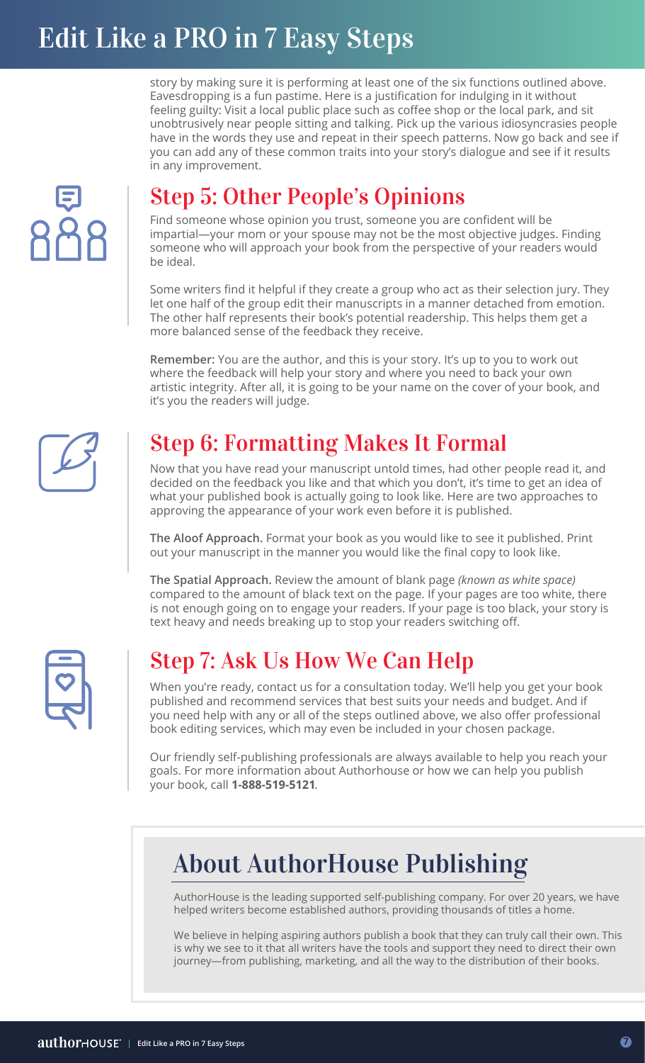story by making sure it is performing at least one of the six functions outlined above. Eavesdropping is a fun pastime. Here is a justification for indulging in it without feeling guilty: Visit a local public place such as coffee shop or the local park, and sit unobtrusively near people sitting and talking. Pick up the various idiosyncrasies people have in the words they use and repeat in their speech patterns. Now go back and see if you can add any of these common traits into your story's dialogue and see if it results in any improvement.

## Step 5: Other People's Opinions

Find someone whose opinion you trust, someone you are confident will be impartial—your mom or your spouse may not be the most objective judges. Finding someone who will approach your book from the perspective of your readers would be ideal.

Some writers find it helpful if they create a group who act as their selection jury. They let one half of the group edit their manuscripts in a manner detached from emotion. The other half represents their book's potential readership. This helps them get a more balanced sense of the feedback they receive.

**Remember:** You are the author, and this is your story. It's up to you to work out where the feedback will help your story and where you need to back your own artistic integrity. After all, it is going to be your name on the cover of your book, and it's you the readers will judge.

## Step 6: Formatting Makes It Formal

Now that you have read your manuscript untold times, had other people read it, and decided on the feedback you like and that which you don't, it's time to get an idea of what your published book is actually going to look like. Here are two approaches to approving the appearance of your work even before it is published.

**The Aloof Approach.** Format your book as you would like to see it published. Print out your manuscript in the manner you would like the final copy to look like.

**The Spatial Approach.** Review the amount of blank page *(known as white space)* compared to the amount of black text on the page. If your pages are too white, there is not enough going on to engage your readers. If your page is too black, your story is text heavy and needs breaking up to stop your readers switching off.

## Step 7: Ask Us How We Can Help

When you're ready, contact us for a consultation today. We'll help you get your book published and recommend services that best suits your needs and budget. And if you need help with any or all of the steps outlined above, we also offer professional book editing services, which may even be included in your chosen package.

Our friendly self-publishing professionals are always available to help you reach your goals. For more information about Authorhouse or how we can help you publish your book, call **1-888-519-5121**.

## About AuthorHouse Publishing

AuthorHouse is the leading supported self-publishing company. For over 20 years, we have helped writers become established authors, providing thousands of titles a home.

We believe in helping aspiring authors publish a book that they can truly call their own. This is why we see to it that all writers have the tools and support they need to direct their own journey—from publishing, marketing, and all the way to the distribution of their books.